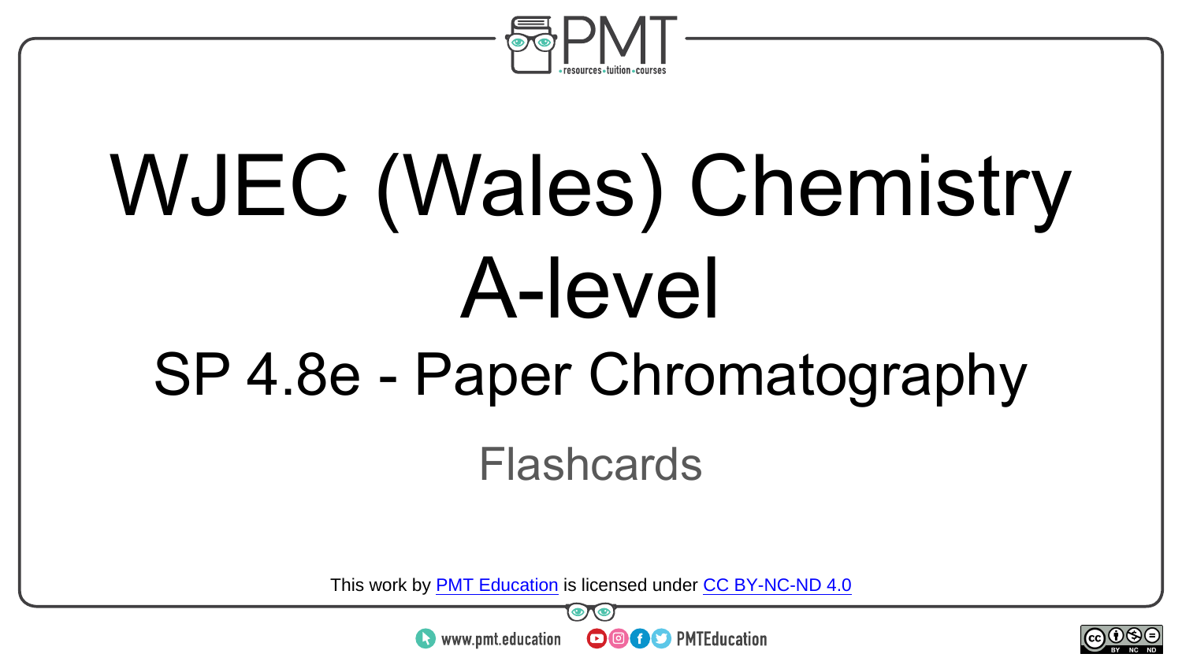# WJEC (Wales) Chemistry A-level

## SP 4.8e - Paper Chromatography

Flashcards

This work by PMT Education is licensed under CC BY-NC-ND 4.0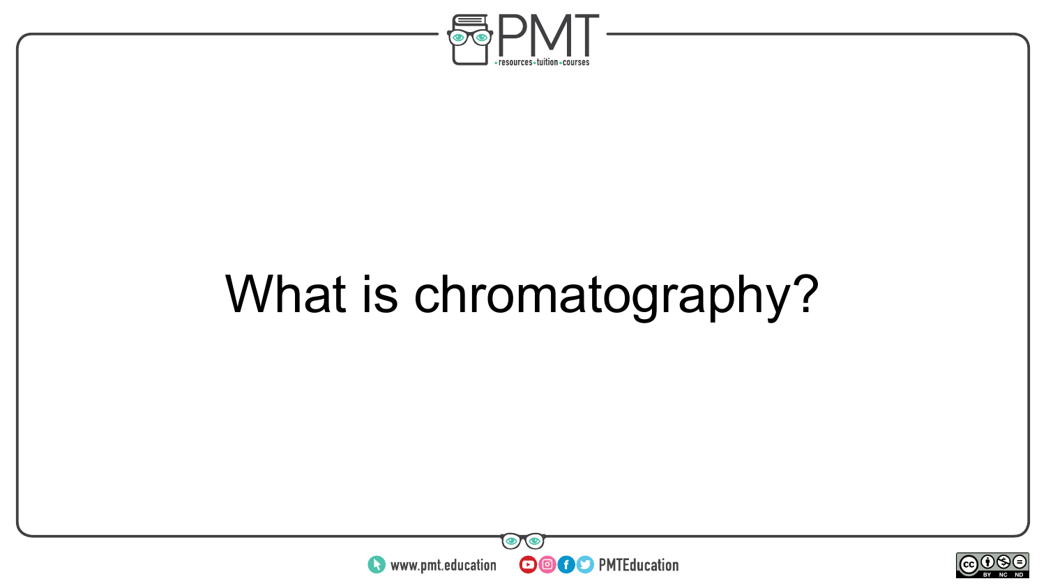What is chromatography?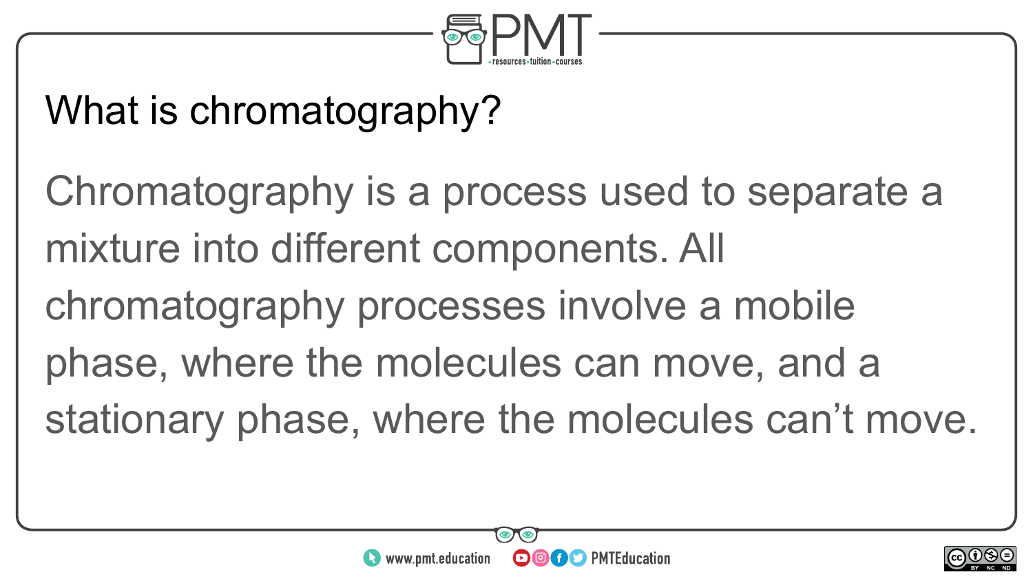## What is chromatography?

Chromatography is a process used to separate a mixture into different components. All chromatography processes involve a mobile phase, where the molecules can move, and a stationary phase, where the molecules can't move.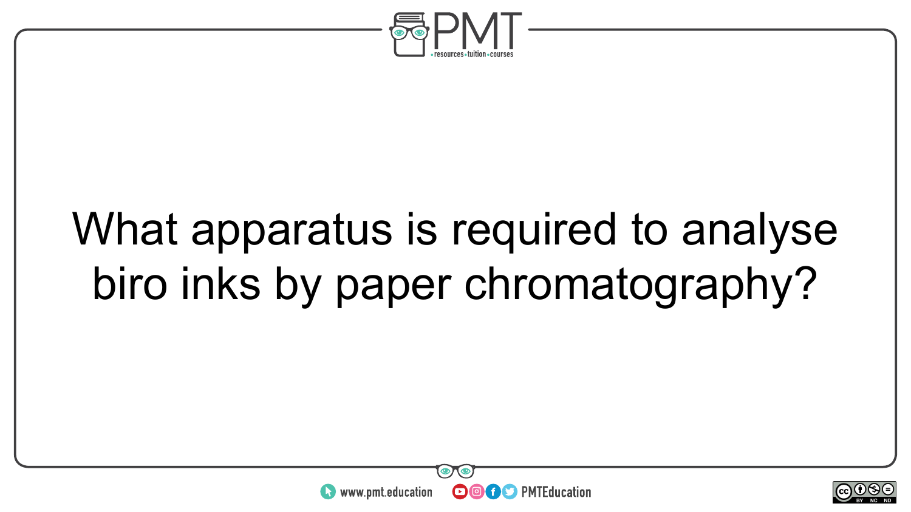What apparatus is required to analyse biro inks by paper chromatography?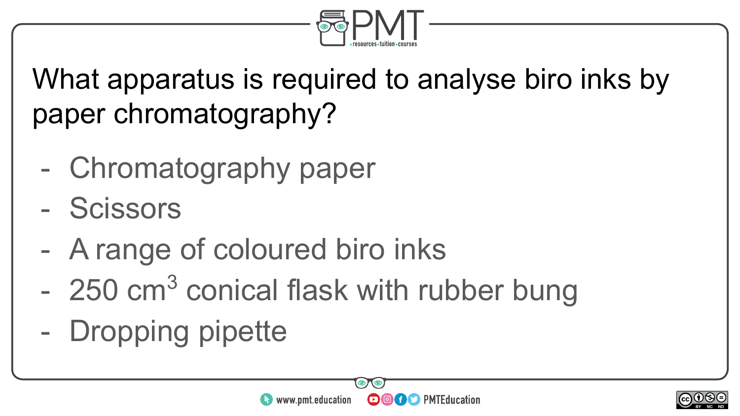What apparatus is required to analyse biro inks by paper chromatography?

- Chromatography paper
- Scissors
- A range of coloured biro inks
- 250 $cm^3$ conical flask with rubber bung
- Dropping pipette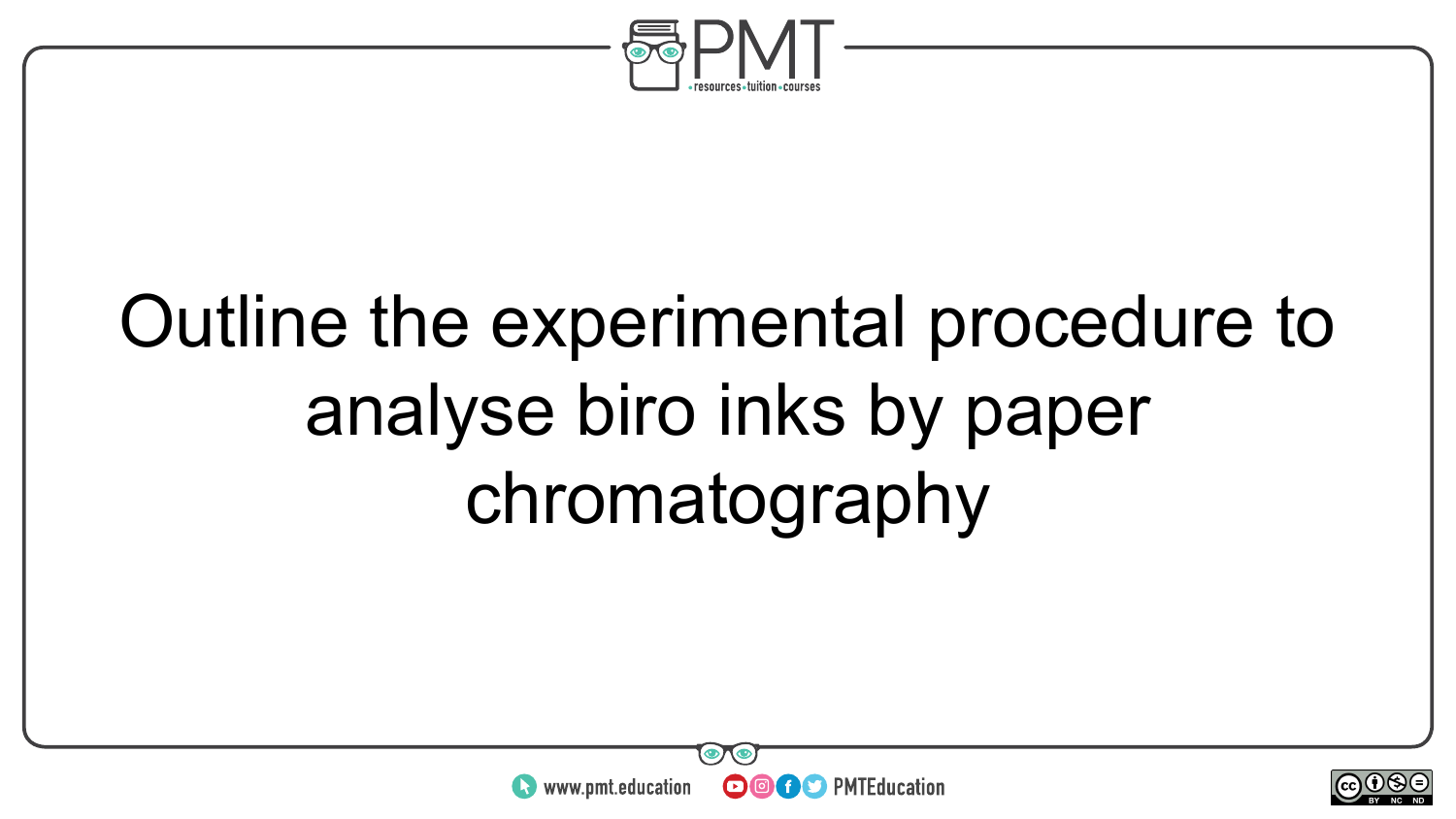Outline the experimental procedure to analyse biro inks by paper chromatography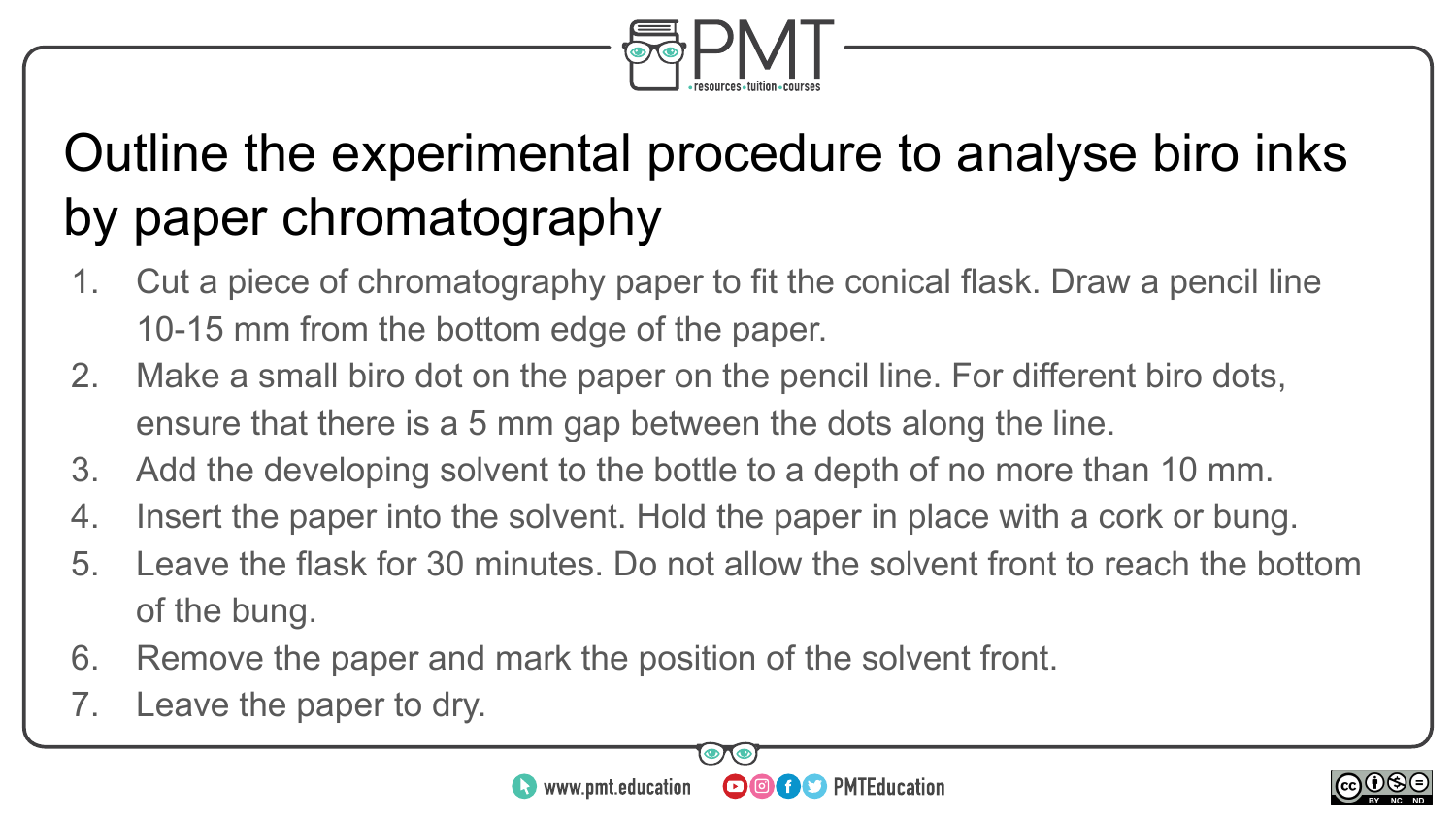# Outline the experimental procedure to analyse biro inks by paper chromatography

1. Cut a piece of chromatography paper to fit the conical flask. Draw a pencil line 10-15 mm from the bottom edge of the paper.
2. Make a small biro dot on the paper on the pencil line. For different biro dots, ensure that there is a 5 mm gap between the dots along the line.
3. Add the developing solvent to the bottle to a depth of no more than 10 mm.
4. Insert the paper into the solvent. Hold the paper in place with a cork or bung.
5. Leave the flask for 30 minutes. Do not allow the solvent front to reach the bottom of the bung.
6. Remove the paper and mark the position of the solvent front.
7. Leave the paper to dry.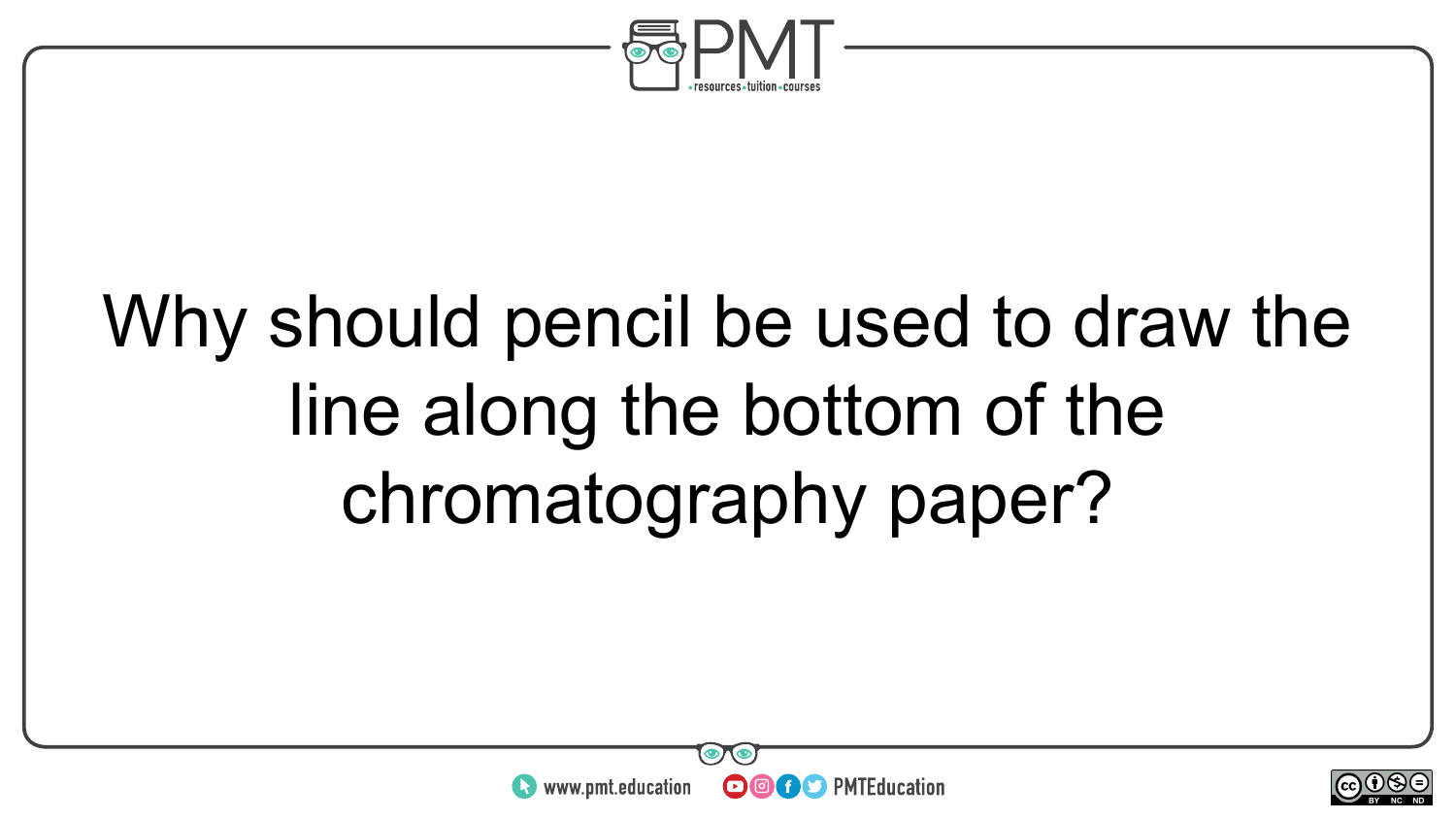Why should pencil be used to draw the line along the bottom of the chromatography paper?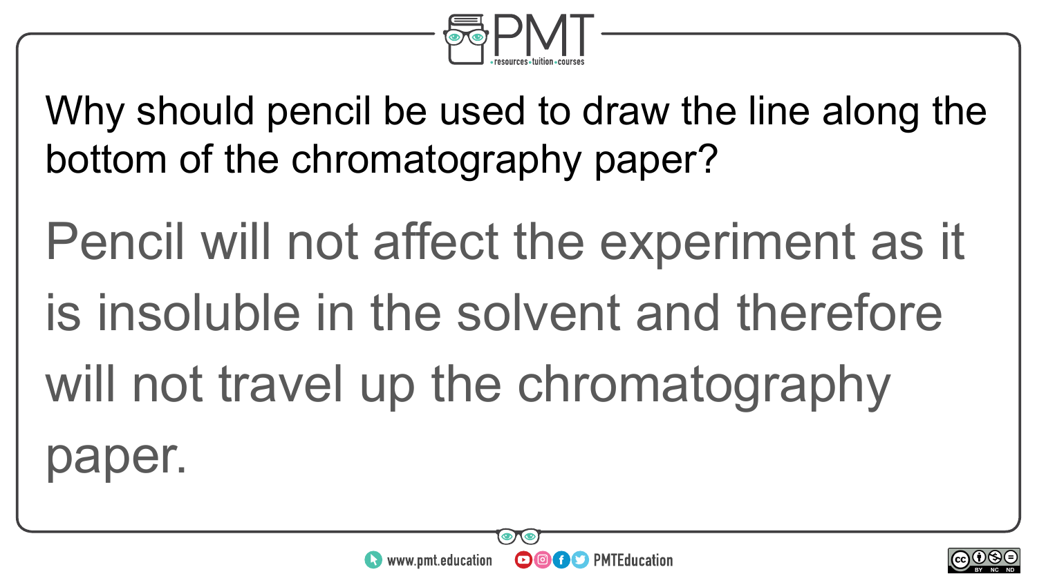Why should pencil be used to draw the line along the bottom of the chromatography paper?

Pencil will not affect the experiment as it is insoluble in the solvent and therefore will not travel up the chromatography paper.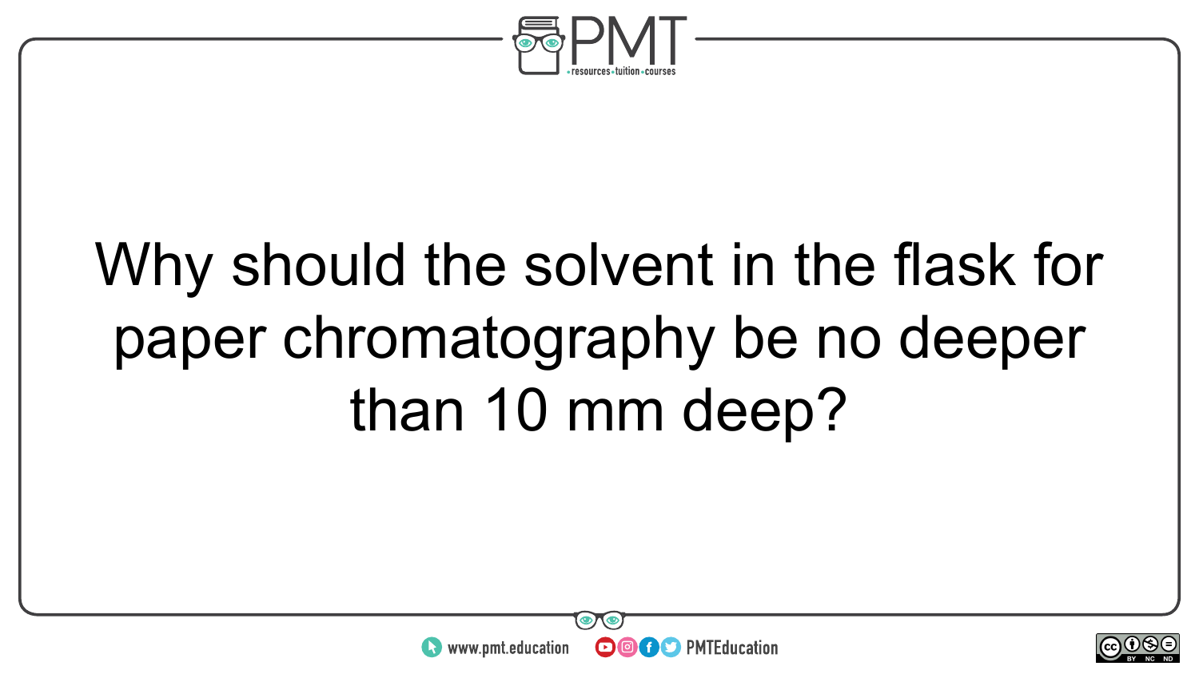Why should the solvent in the flask for paper chromatography be no deeper than 10 mm deep?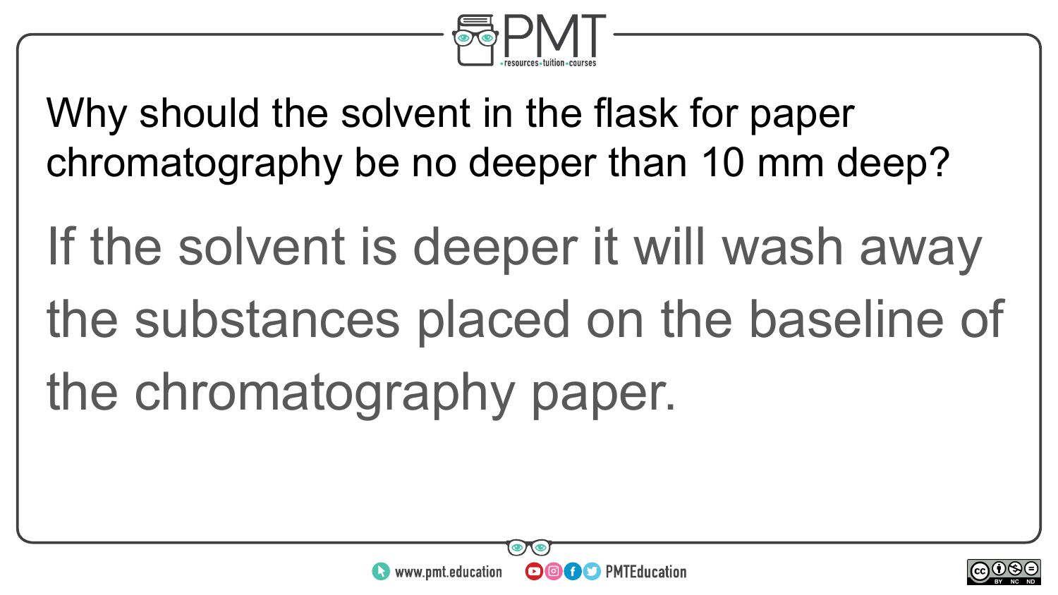Why should the solvent in the flask for paper chromatography be no deeper than 10 mm deep?

If the solvent is deeper it will wash away the substances placed on the baseline of the chromatography paper.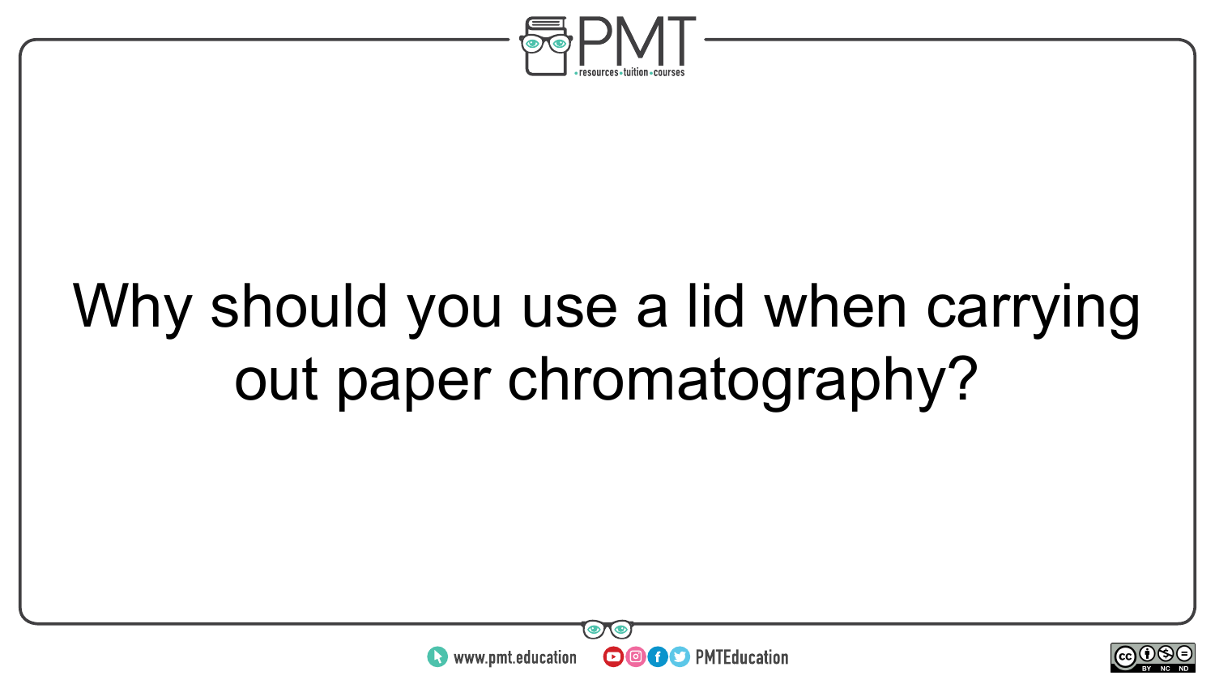Why should you use a lid when carrying out paper chromatography?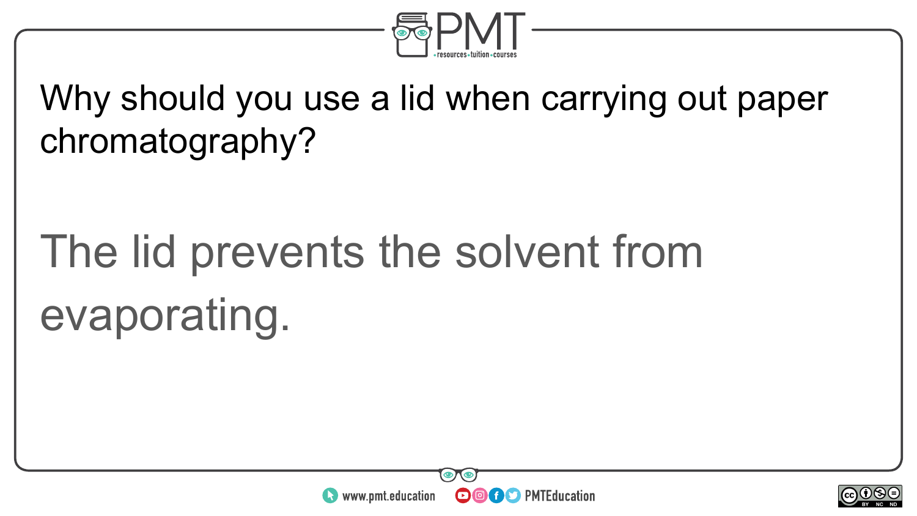Why should you use a lid when carrying out paper chromatography?

The lid prevents the solvent from evaporating.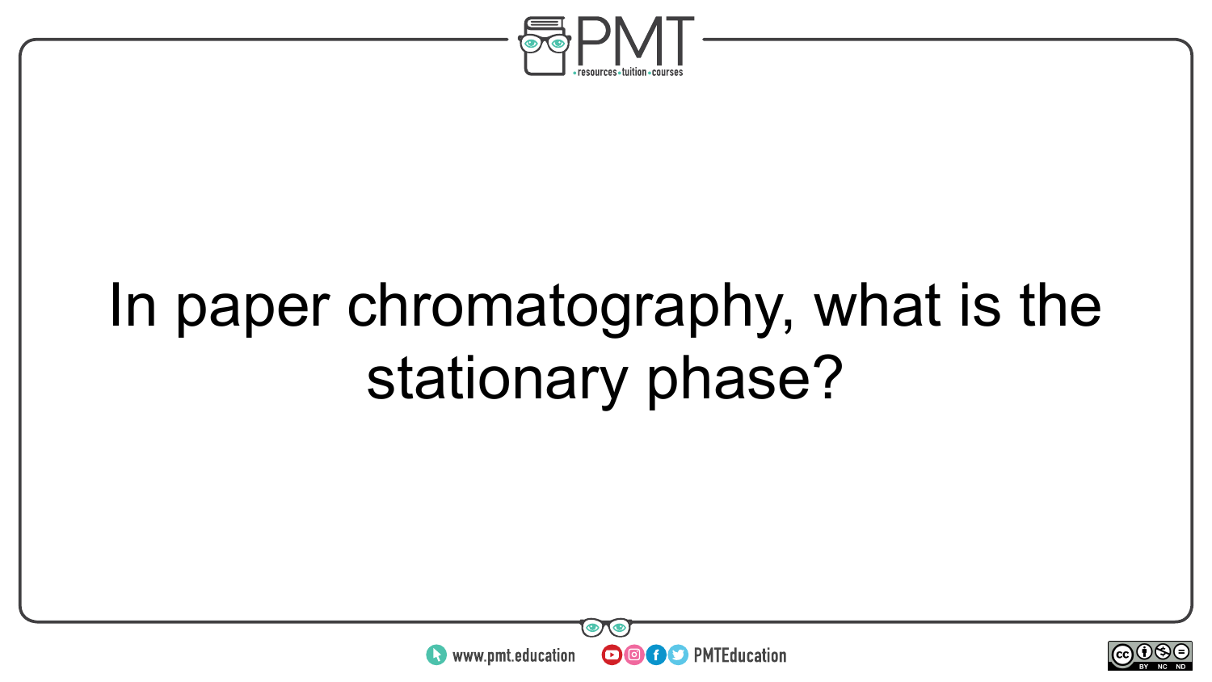In paper chromatography, what is the stationary phase?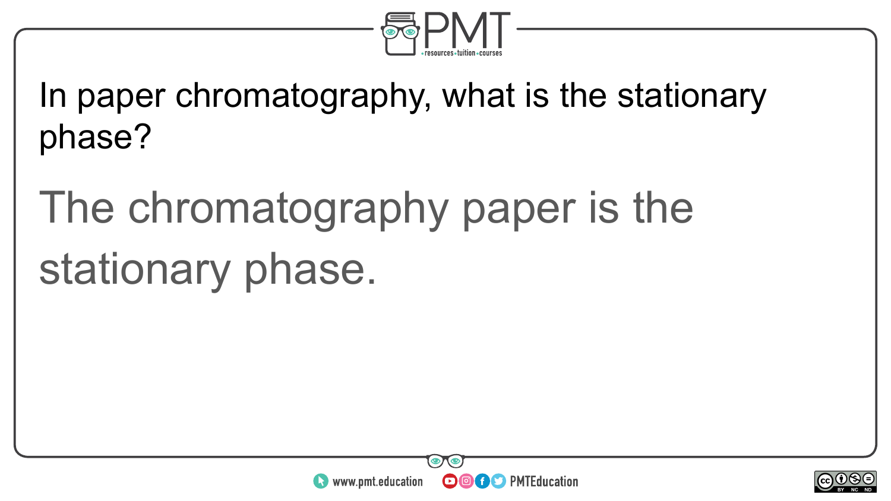In paper chromatography, what is the stationary phase?

The chromatography paper is the stationary phase.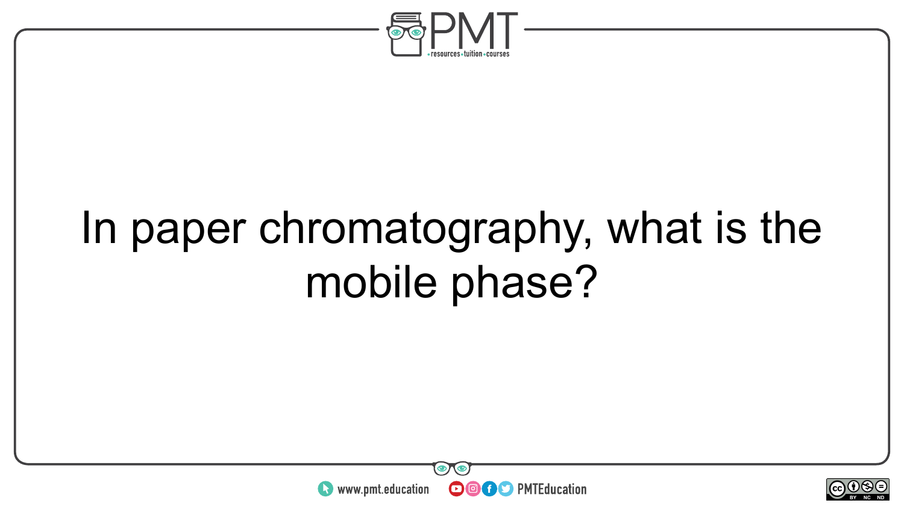In paper chromatography, what is the mobile phase?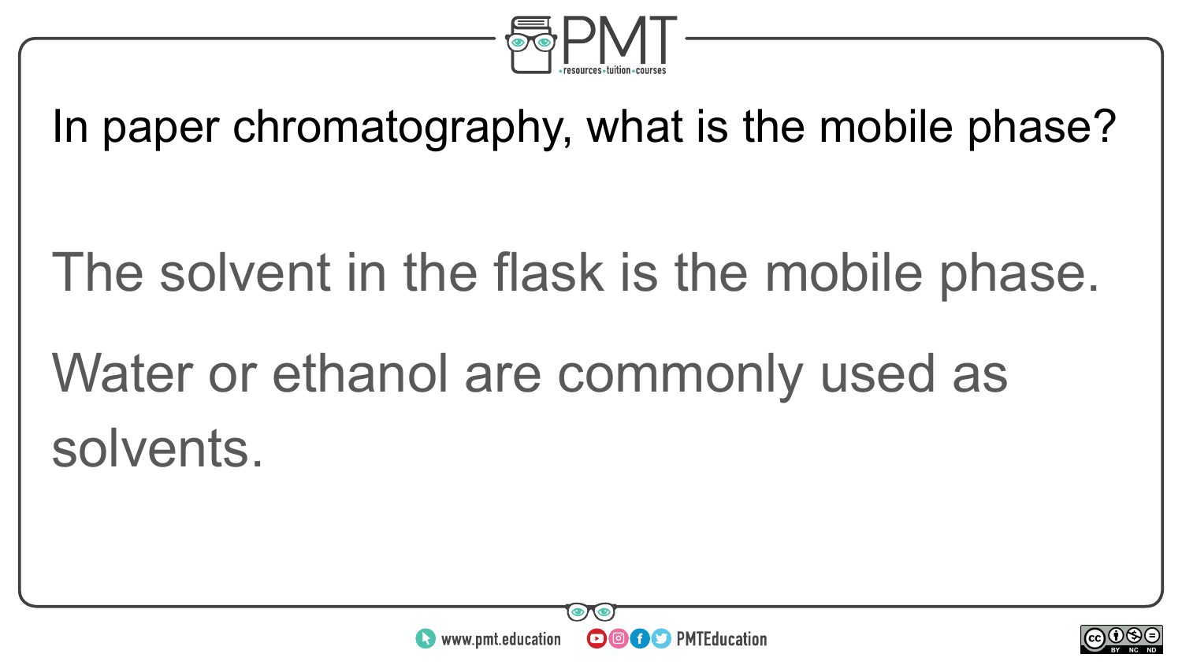In paper chromatography, what is the mobile phase?

The solvent in the flask is the mobile phase.

Water or ethanol are commonly used as solvents.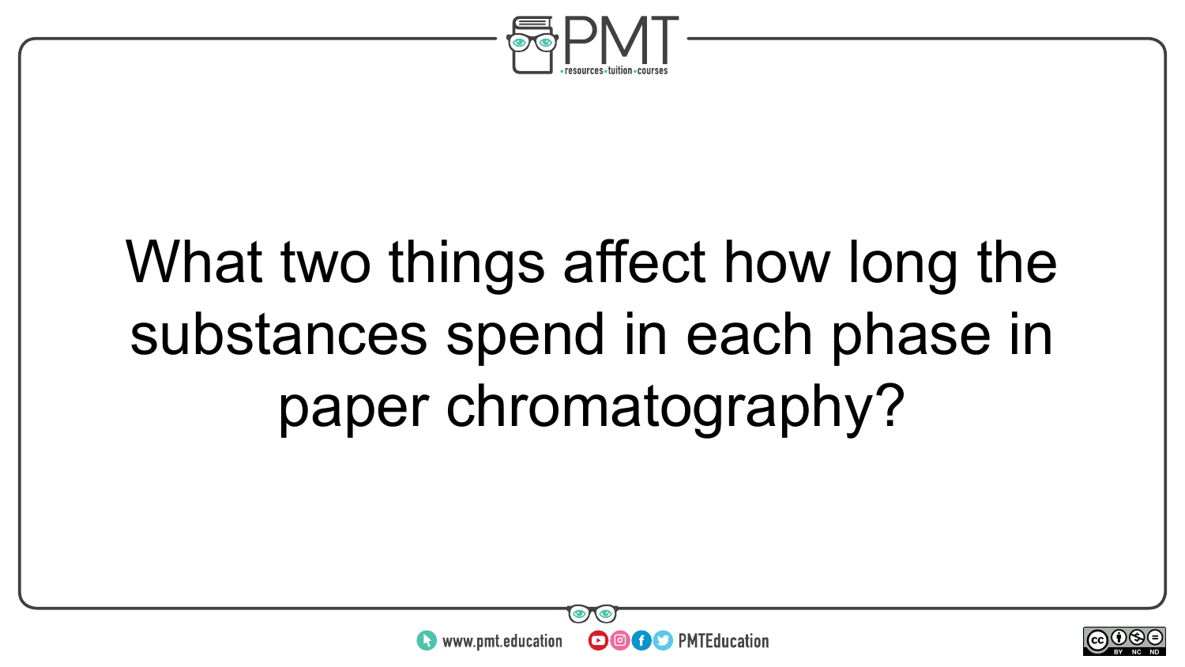What two things affect how long the substances spend in each phase in paper chromatography?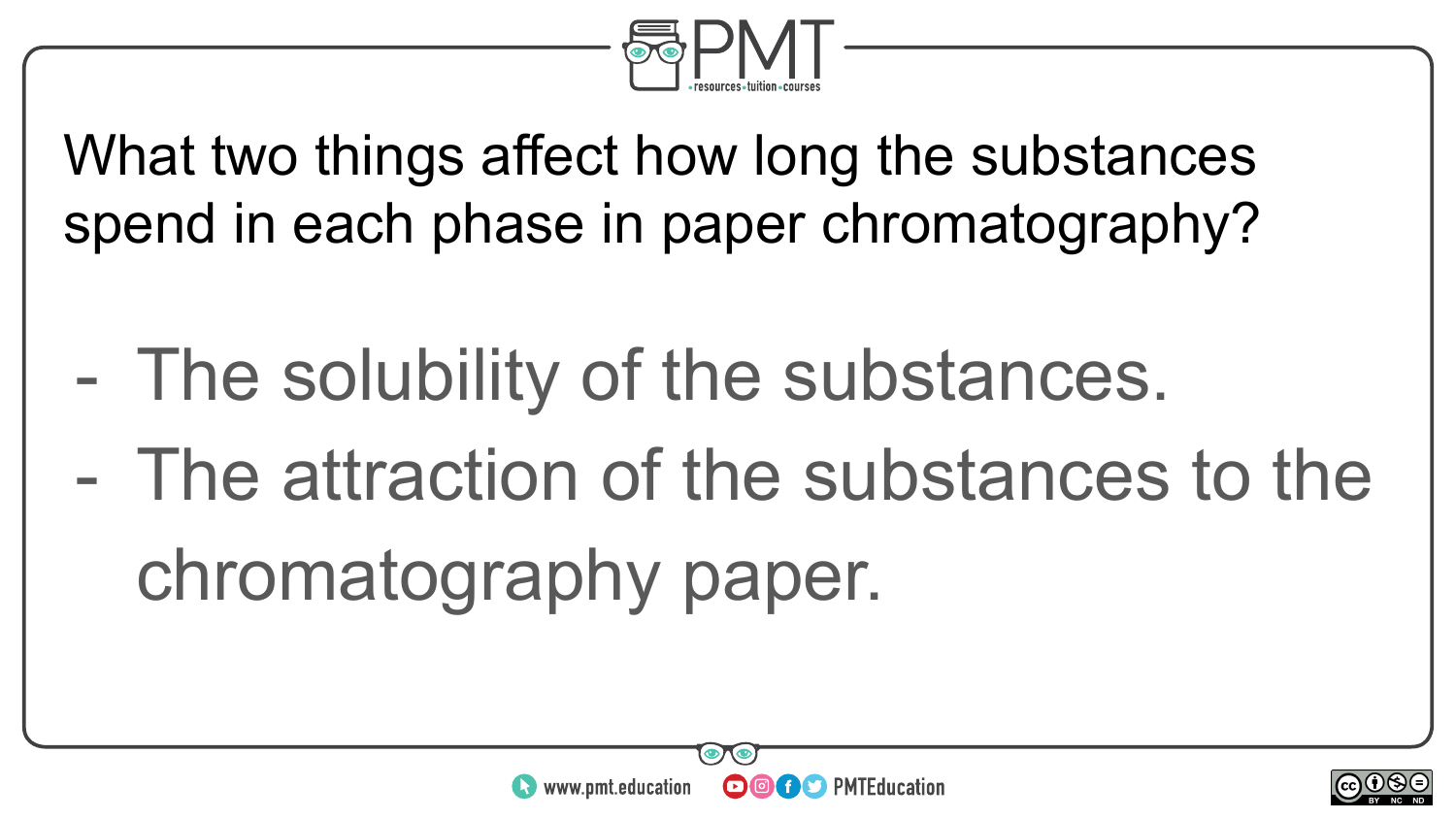What two things affect how long the substances spend in each phase in paper chromatography?

- The solubility of the substances.
- The attraction of the substances to the chromatography paper.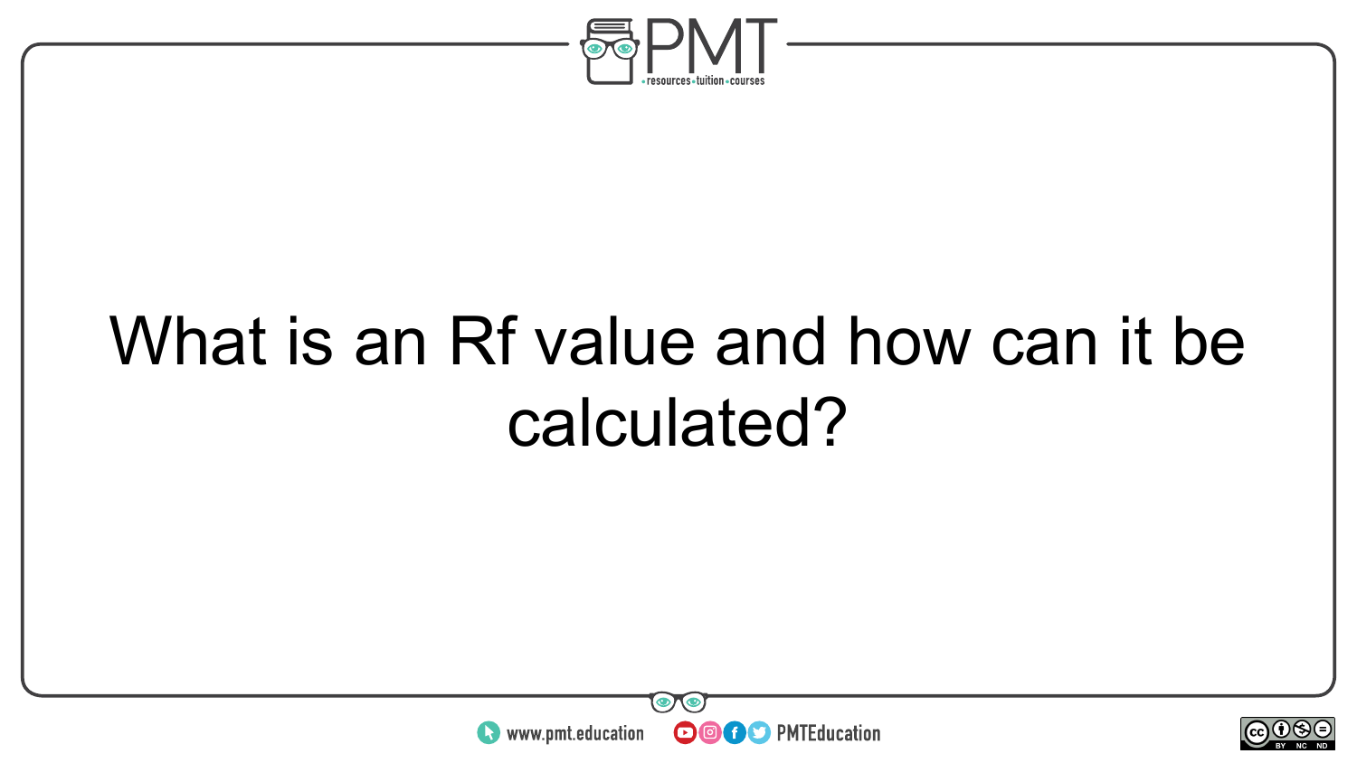What is an Rf value and how can it be calculated?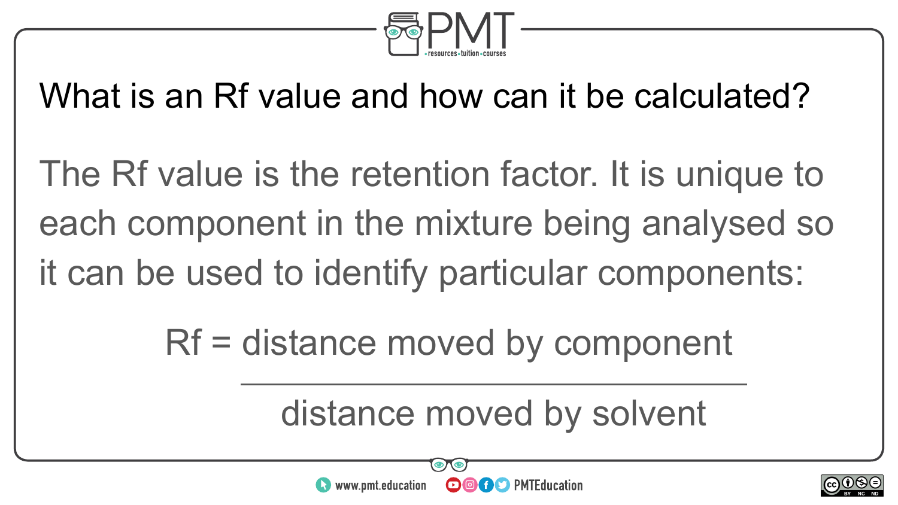What is an Rf value and how can it be calculated?

The Rf value is the retention factor. It is unique to each component in the mixture being analysed so it can be used to identify particular components:

$$Rf = \frac{\text{distance moved by component}}{\text{distance moved by solvent}}$$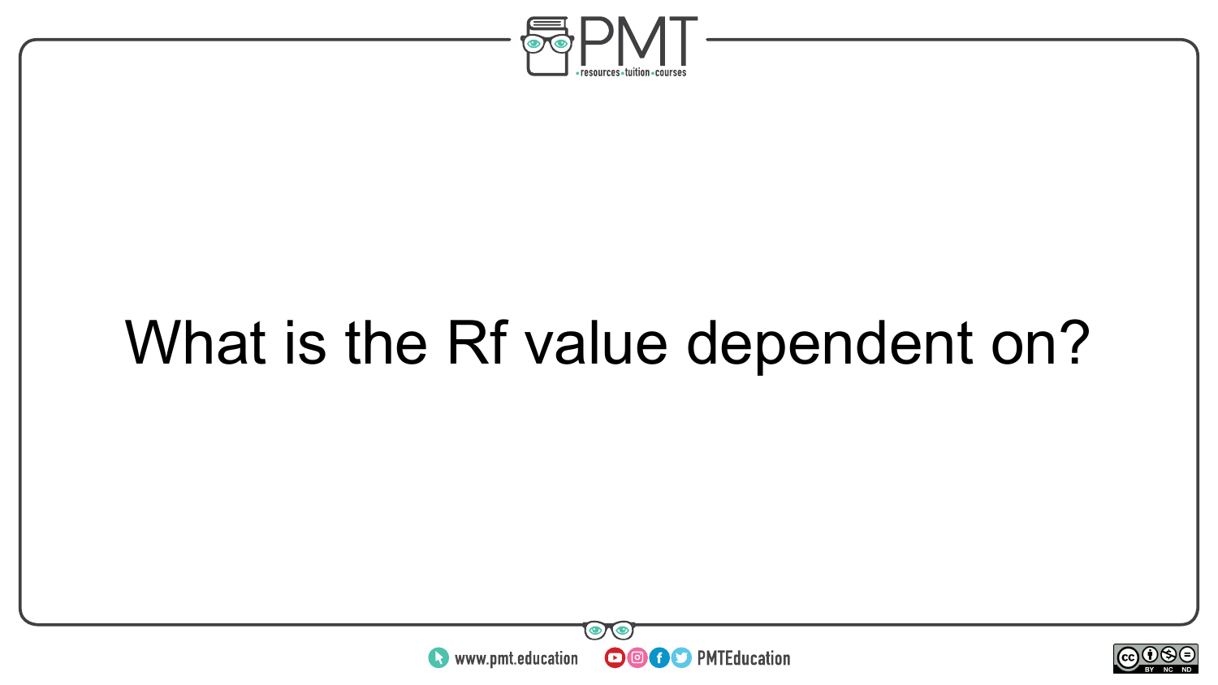What is the Rf value dependent on?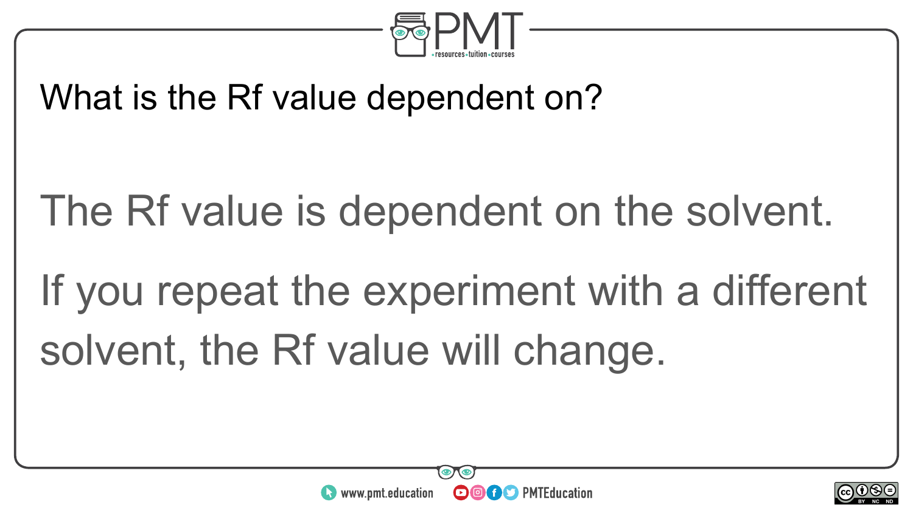What is the Rf value dependent on?

The Rf value is dependent on the solvent.

If you repeat the experiment with a different solvent, the Rf value will change.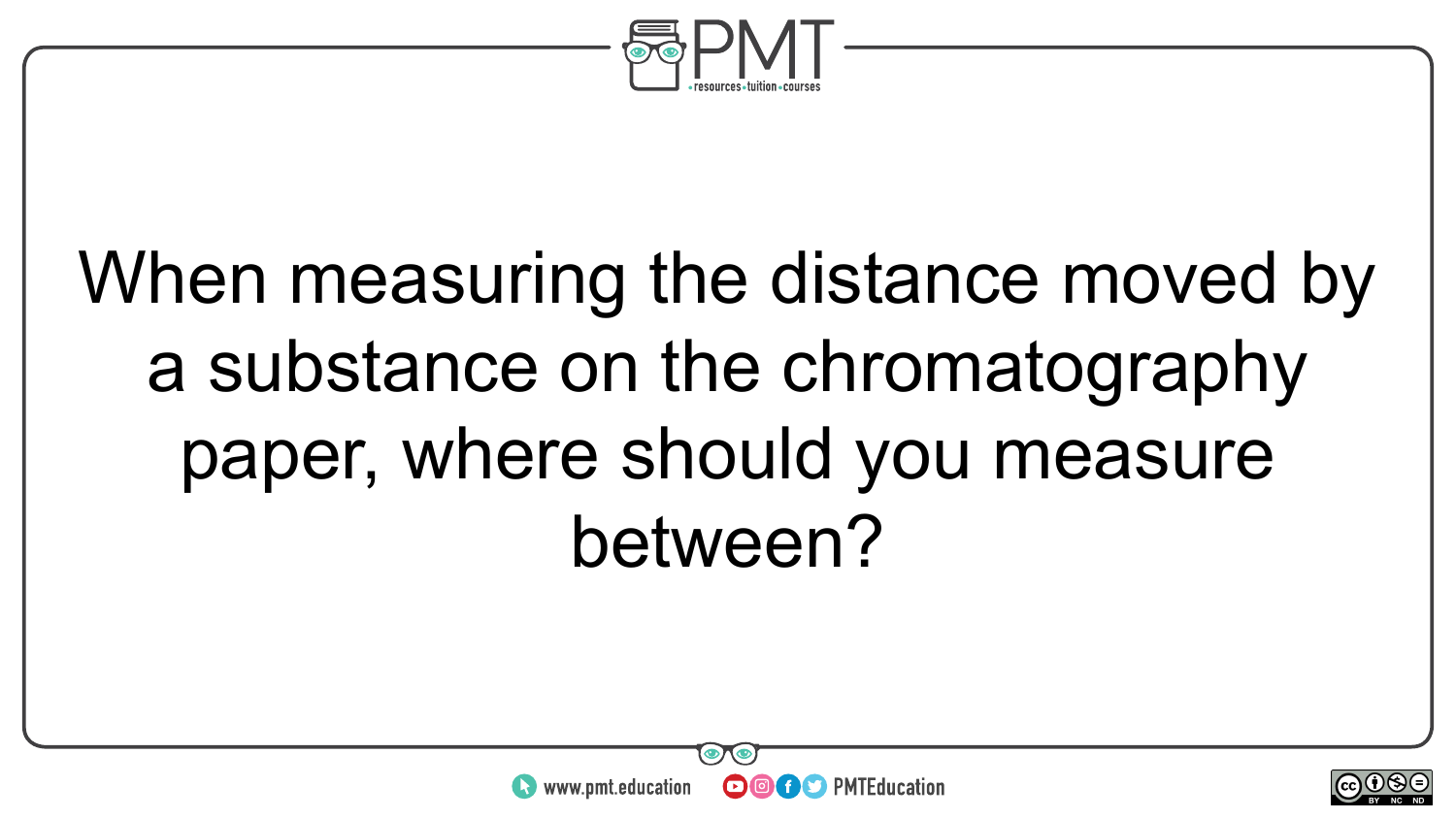When measuring the distance moved by a substance on the chromatography paper, where should you measure between?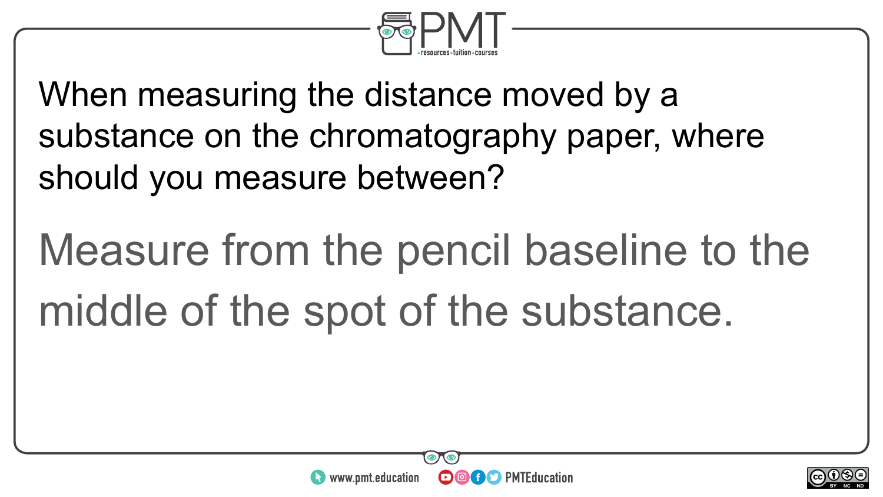When measuring the distance moved by a substance on the chromatography paper, where should you measure between?

Measure from the pencil baseline to the middle of the spot of the substance.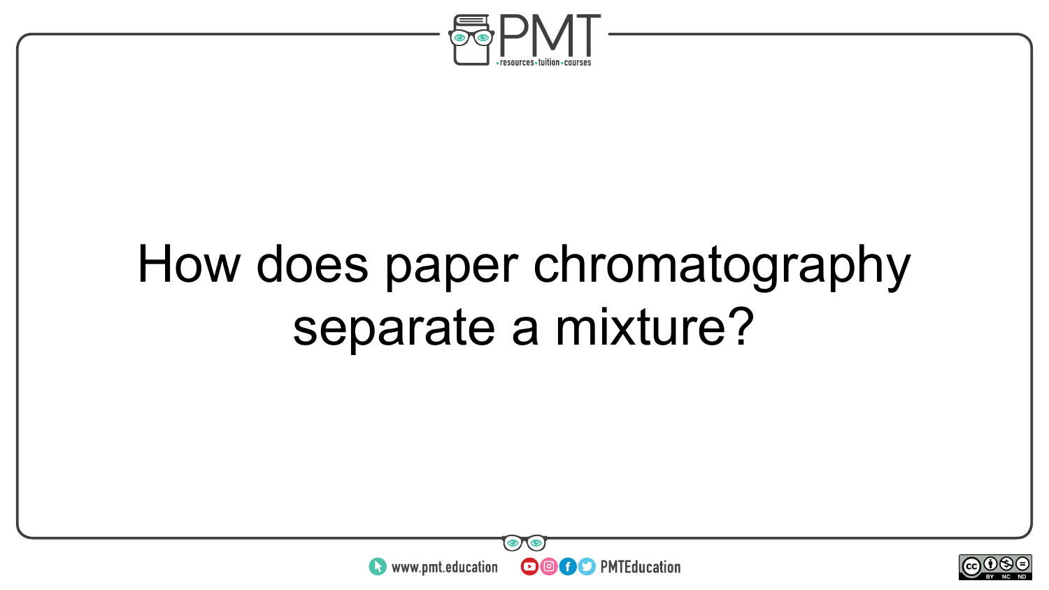How does paper chromatography separate a mixture?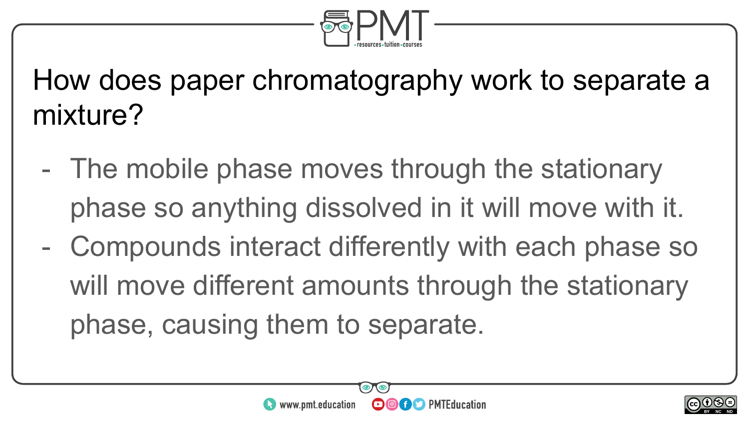How does paper chromatography work to separate a mixture?

- The mobile phase moves through the stationary phase so anything dissolved in it will move with it.
- Compounds interact differently with each phase so will move different amounts through the stationary phase, causing them to separate.